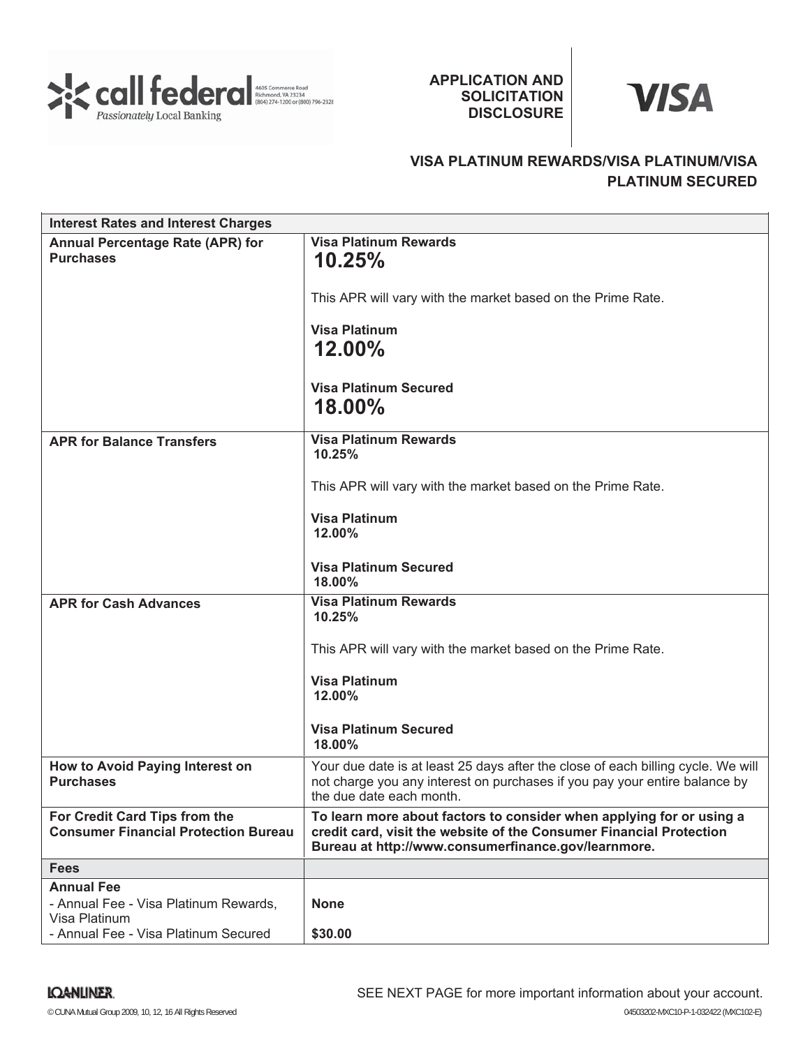call federal
Passionately Local Banking
4605 Commerce Road
Richmond, VA 23234
(804) 274-1200 or (800) 796-2328

# APPLICATION AND SOLICITATION DISCLOSURE

VISA

## VISA PLATINUM REWARDS/VISA PLATINUM/VISA PLATINUM SECURED

| Interest Rates and Interest Charges | |
|---|---|
| **Annual Percentage Rate (APR) for Purchases** | **Visa Platinum Rewards**<br>**10.25%**<br><br>This APR will vary with the market based on the Prime Rate.<br><br>**Visa Platinum**<br>**12.00%**<br><br>**Visa Platinum Secured**<br>**18.00%** |
| **APR for Balance Transfers** | **Visa Platinum Rewards**<br>**10.25%**<br><br>This APR will vary with the market based on the Prime Rate.<br><br>**Visa Platinum**<br>**12.00%**<br><br>**Visa Platinum Secured**<br>**18.00%** |
| **APR for Cash Advances** | **Visa Platinum Rewards**<br>**10.25%**<br><br>This APR will vary with the market based on the Prime Rate.<br><br>**Visa Platinum**<br>**12.00%**<br><br>**Visa Platinum Secured**<br>**18.00%** |
| **How to Avoid Paying Interest on Purchases** | Your due date is at least 25 days after the close of each billing cycle. We will not charge you any interest on purchases if you pay your entire balance by the due date each month. |
| **For Credit Card Tips from the Consumer Financial Protection Bureau** | **To learn more about factors to consider when applying for or using a credit card, visit the website of the Consumer Financial Protection Bureau at http://www.consumerfinance.gov/learnmore.** |
| **Fees** | |
| **Annual Fee**<br>- Annual Fee - Visa Platinum Rewards, Visa Platinum<br>- Annual Fee - Visa Platinum Secured | <br>**None**<br><br>**$30.00** |

SEE NEXT PAGE for more important information about your account.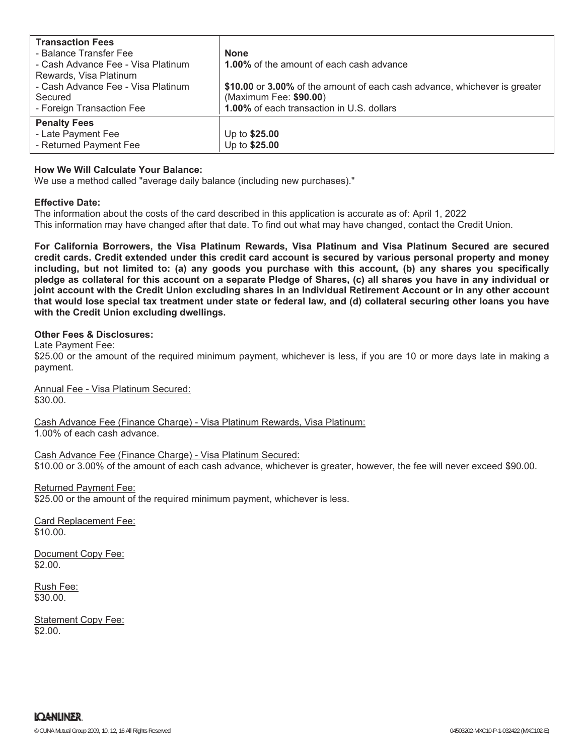| | |
|---|---|
| **Transaction Fees** | |
| - Balance Transfer Fee | **None** |
| - Cash Advance Fee - Visa Platinum Rewards, Visa Platinum | **1.00%** of the amount of each cash advance |
| - Cash Advance Fee - Visa Platinum Secured | **$10.00** or **3.00%** of the amount of each cash advance, whichever is greater (Maximum Fee: **$90.00**) |
| - Foreign Transaction Fee | **1.00%** of each transaction in U.S. dollars |
| **Penalty Fees** | |
| - Late Payment Fee | Up to **$25.00** |
| - Returned Payment Fee | Up to **$25.00** |

**How We Will Calculate Your Balance:**
We use a method called "average daily balance (including new purchases)."

**Effective Date:**
The information about the costs of the card described in this application is accurate as of: April 1, 2022
This information may have changed after that date. To find out what may have changed, contact the Credit Union.

**For California Borrowers, the Visa Platinum Rewards, Visa Platinum and Visa Platinum Secured are secured credit cards. Credit extended under this credit card account is secured by various personal property and money including, but not limited to: (a) any goods you purchase with this account, (b) any shares you specifically pledge as collateral for this account on a separate Pledge of Shares, (c) all shares you have in any individual or joint account with the Credit Union excluding shares in an Individual Retirement Account or in any other account that would lose special tax treatment under state or federal law, and (d) collateral securing other loans you have with the Credit Union excluding dwellings.**

**Other Fees & Disclosures:**

Late Payment Fee:
$25.00 or the amount of the required minimum payment, whichever is less, if you are 10 or more days late in making a payment.

Annual Fee - Visa Platinum Secured:
$30.00.

Cash Advance Fee (Finance Charge) - Visa Platinum Rewards, Visa Platinum:
1.00% of each cash advance.

Cash Advance Fee (Finance Charge) - Visa Platinum Secured:
$10.00 or 3.00% of the amount of each cash advance, whichever is greater, however, the fee will never exceed $90.00.

Returned Payment Fee:
$25.00 or the amount of the required minimum payment, whichever is less.

Card Replacement Fee:
$10.00.

Document Copy Fee:
$2.00.

Rush Fee:
$30.00.

Statement Copy Fee:
$2.00.

LOANLINER.

© CUNA Mutual Group 2009, 10, 12, 16 All Rights Reserved

04503202-MXC10-P-1-032422 (MXC102-E)